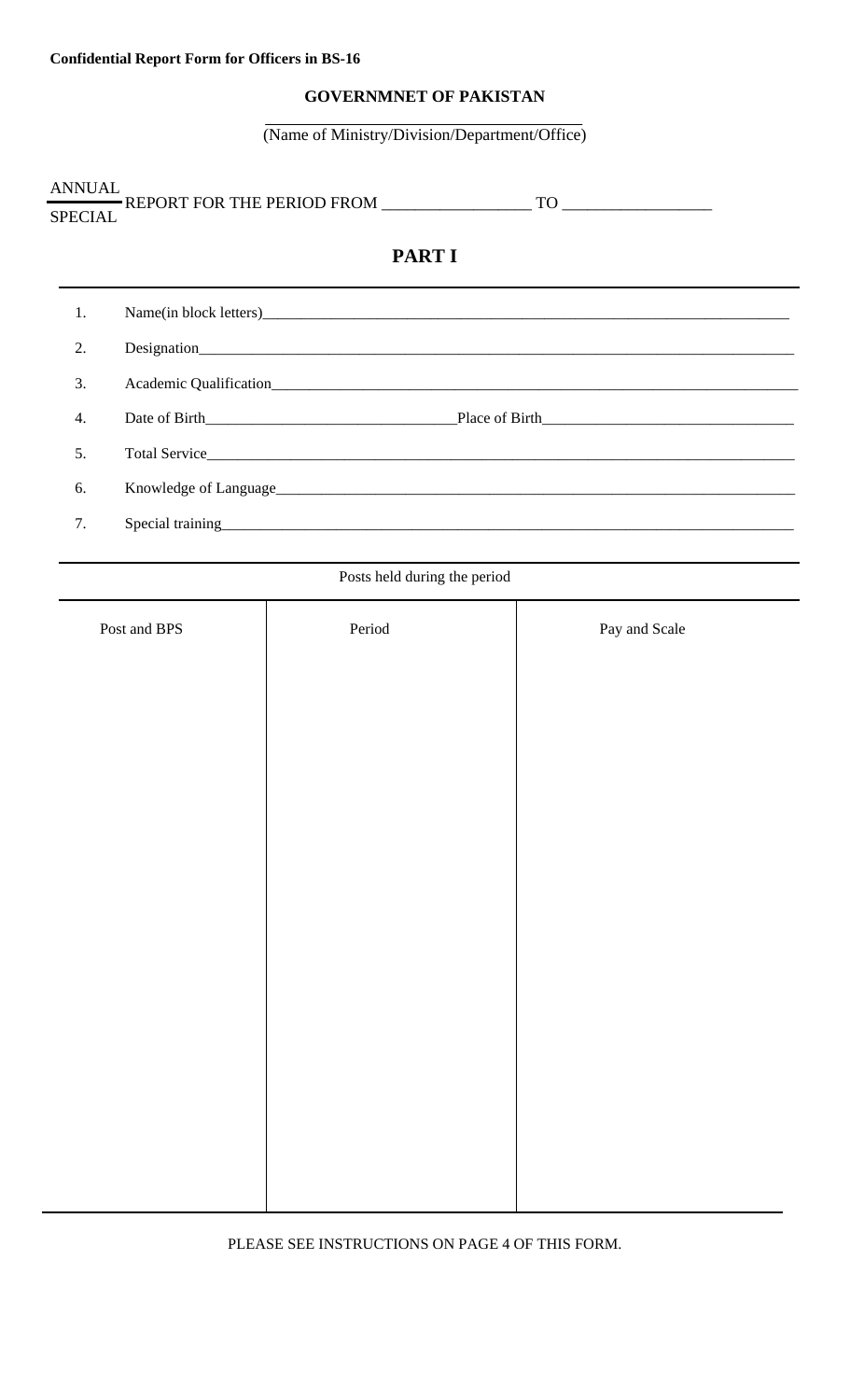**Confidential Report Form for Officers in BS-16**

**GOVERNMNET OF PAKISTAN**

_____________________________________
(Name of Ministry/Division/Department/Office)

ANNUAL
SPECIAL REPORT FOR THE PERIOD FROM _________________ TO _________________

# PART I

1. Name(in block letters)______________________________________________________________________
2. Designation___________________________________________________________________________
3. Academic Qualification_______________________________________________________________________
4. Date of Birth________________________________Place of Birth________________________________
5. Total Service__________________________________________________________________________
6. Knowledge of Language_______________________________________________________________________
7. Special training_______________________________________________________________________

Posts held during the period

| Post and BPS | Period | Pay and Scale |
|---|---|---|
| | | |

PLEASE SEE INSTRUCTIONS ON PAGE 4 OF THIS FORM.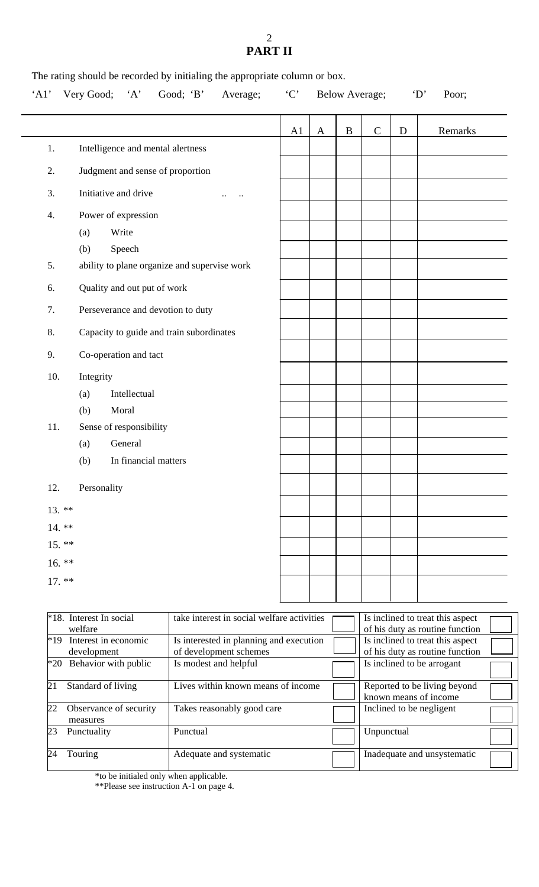# PART II

The rating should be recorded by initialing the appropriate column or box.

'A1' Very Good; 'A' Good; 'B' Average; 'C' Below Average; 'D' Poor;

| | | A1 | A | B | C | D | Remarks |
|---|---|---|---|---|---|---|---|
| 1. | Intelligence and mental alertness | | | | | | |
| 2. | Judgment and sense of proportion | | | | | | |
| 3. | Initiative and drive .. .. | | | | | | |
| 4. | Power of expression | | | | | | |
| | (a) Write | | | | | | |
| | (b) Speech | | | | | | |
| 5. | ability to plane organize and supervise work | | | | | | |
| 6. | Quality and out put of work | | | | | | |
| 7. | Perseverance and devotion to duty | | | | | | |
| 8. | Capacity to guide and train subordinates | | | | | | |
| 9. | Co-operation and tact | | | | | | |
| 10. | Integrity | | | | | | |
| | (a) Intellectual | | | | | | |
| | (b) Moral | | | | | | |
| 11. | Sense of responsibility | | | | | | |
| | (a) General | | | | | | |
| | (b) In financial matters | | | | | | |
| 12. | Personality | | | | | | |
| 13. ** | | | | | | | |
| 14. ** | | | | | | | |
| 15. ** | | | | | | | |
| 16. ** | | | | | | | |
| 17. ** | | | | | | | |

| | | | | | |
|---|---|---|---|---|---|
| *18. Interest In social welfare | take interest in social welfare activities | | Is inclined to treat this aspect of his duty as routine function | | |
| *19 Interest in economic development | Is interested in planning and execution of development schemes | | Is inclined to treat this aspect of his duty as routine function | | |
| *20 Behavior with public | Is modest and helpful | | Is inclined to be arrogant | | |
| 21 Standard of living | Lives within known means of income | | Reported to be living beyond known means of income | | |
| 22 Observance of security measures | Takes reasonably good care | | Inclined to be negligent | | |
| 23 Punctuality | Punctual | | Unpunctual | | |
| 24 Touring | Adequate and systematic | | Inadequate and unsystematic | | |

*to be initialed only when applicable.

**Please see instruction A-1 on page 4.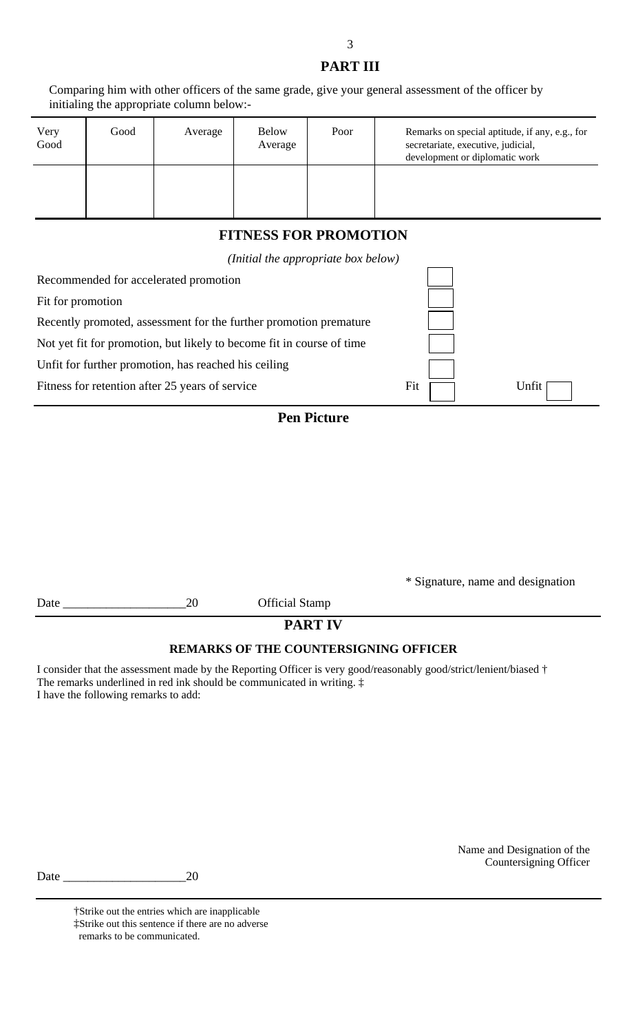## PART III

Comparing him with other officers of the same grade, give your general assessment of the officer by initialing the appropriate column below:-

| Very Good | Good | Average | Below Average | Poor | Remarks on special aptitude, if any, e.g., for secretariate, executive, judicial, development or diplomatic work |
|---|---|---|---|---|---|
| | | | | | |

## FITNESS FOR PROMOTION

*(Initial the appropriate box below)*

| | | |
|---|---|---|
| Recommended for accelerated promotion | ☐ | |
| Fit for promotion | ☐ | |
| Recently promoted, assessment for the further promotion premature | ☐ | |
| Not yet fit for promotion, but likely to become fit in course of time | ☐ | |
| Unfit for further promotion, has reached his ceiling | ☐ | |
| Fitness for retention after 25 years of service | Fit ☐ | Unfit ☐ |

### Pen Picture

\* Signature, name and designation

Date ____________________20 Official Stamp

## PART IV

### REMARKS OF THE COUNTERSIGNING OFFICER

I consider that the assessment made by the Reporting Officer is very good/reasonably good/strict/lenient/biased †
The remarks underlined in red ink should be communicated in writing. ‡
I have the following remarks to add:

Name and Designation of the Countersigning Officer

Date ____________________20

†Strike out the entries which are inapplicable
‡Strike out this sentence if there are no adverse remarks to be communicated.